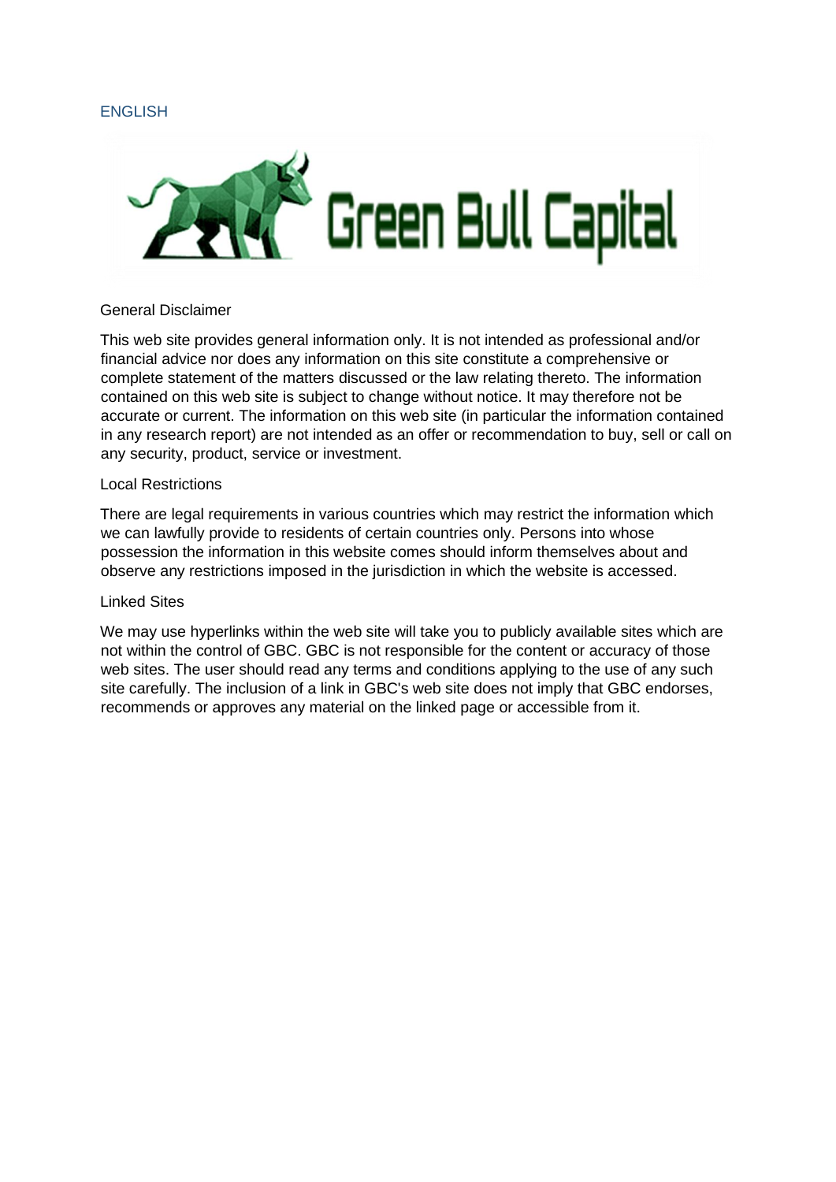ENGLISH

Green Bull Capital

## General Disclaimer

This web site provides general information only. It is not intended as professional and/or financial advice nor does any information on this site constitute a comprehensive or complete statement of the matters discussed or the law relating thereto. The information contained on this web site is subject to change without notice. It may therefore not be accurate or current. The information on this web site (in particular the information contained in any research report) are not intended as an offer or recommendation to buy, sell or call on any security, product, service or investment.

## Local Restrictions

There are legal requirements in various countries which may restrict the information which we can lawfully provide to residents of certain countries only. Persons into whose possession the information in this website comes should inform themselves about and observe any restrictions imposed in the jurisdiction in which the website is accessed.

## Linked Sites

We may use hyperlinks within the web site will take you to publicly available sites which are not within the control of GBC. GBC is not responsible for the content or accuracy of those web sites. The user should read any terms and conditions applying to the use of any such site carefully. The inclusion of a link in GBC's web site does not imply that GBC endorses, recommends or approves any material on the linked page or accessible from it.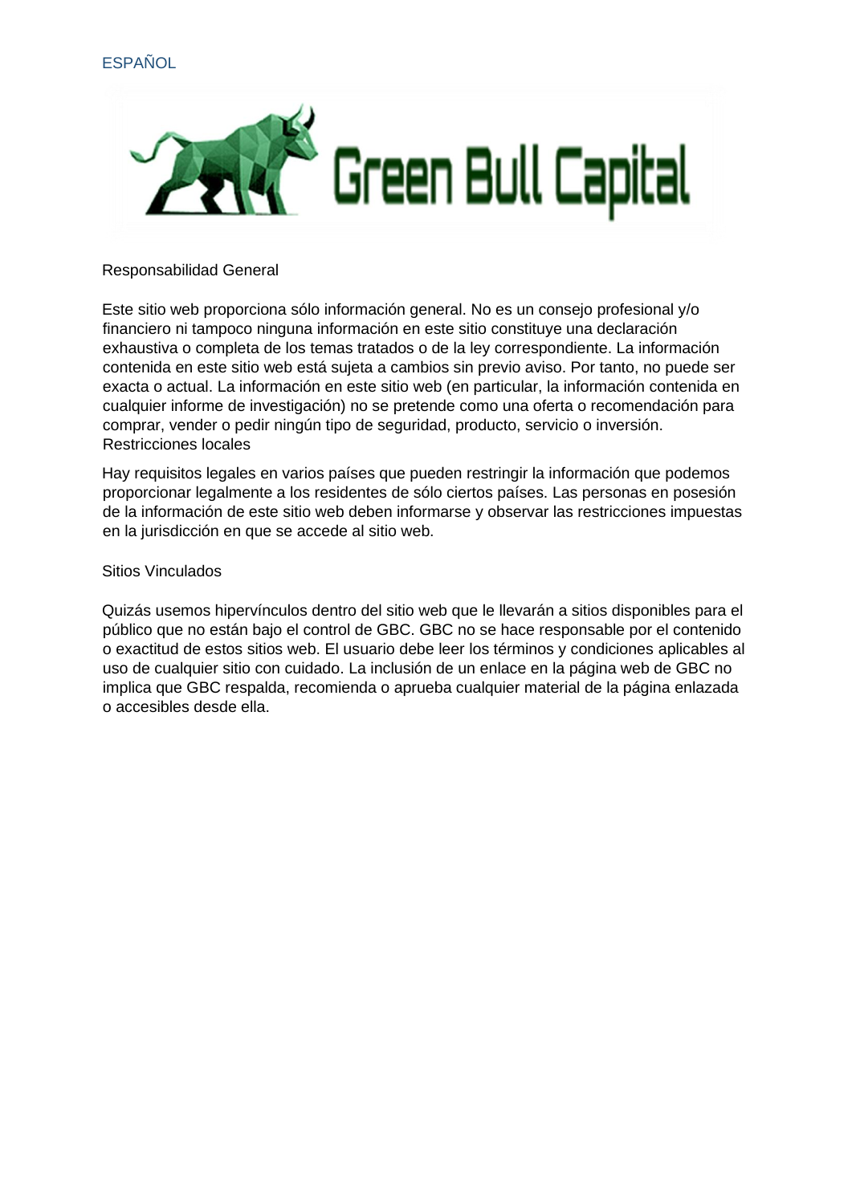ESPAÑOL

Green Bull Capital

## Responsabilidad General

Este sitio web proporciona sólo información general. No es un consejo profesional y/o financiero ni tampoco ninguna información en este sitio constituye una declaración exhaustiva o completa de los temas tratados o de la ley correspondiente. La información contenida en este sitio web está sujeta a cambios sin previo aviso. Por tanto, no puede ser exacta o actual. La información en este sitio web (en particular, la información contenida en cualquier informe de investigación) no se pretende como una oferta o recomendación para comprar, vender o pedir ningún tipo de seguridad, producto, servicio o inversión.

## Restricciones locales

Hay requisitos legales en varios países que pueden restringir la información que podemos proporcionar legalmente a los residentes de sólo ciertos países. Las personas en posesión de la información de este sitio web deben informarse y observar las restricciones impuestas en la jurisdicción en que se accede al sitio web.

## Sitios Vinculados

Quizás usemos hipervínculos dentro del sitio web que le llevarán a sitios disponibles para el público que no están bajo el control de GBC. GBC no se hace responsable por el contenido o exactitud de estos sitios web. El usuario debe leer los términos y condiciones aplicables al uso de cualquier sitio con cuidado. La inclusión de un enlace en la página web de GBC no implica que GBC respalda, recomienda o aprueba cualquier material de la página enlazada o accesibles desde ella.